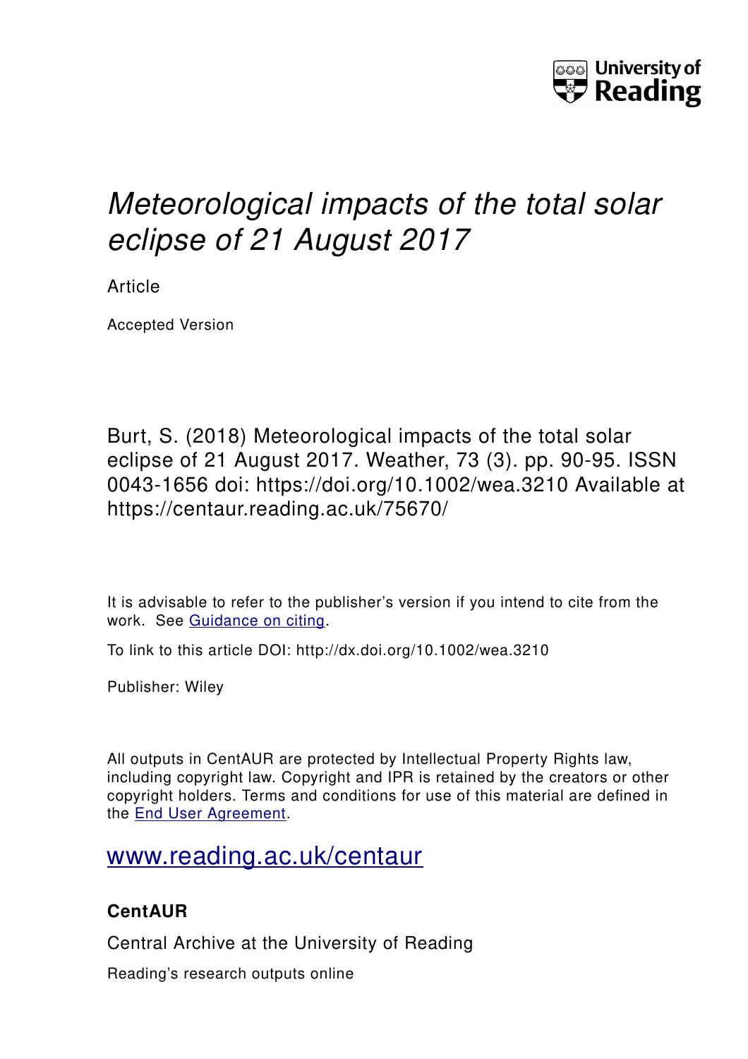University of Reading

# *Meteorological impacts of the total solar eclipse of 21 August 2017*

Article

Accepted Version

Burt, S. (2018) Meteorological impacts of the total solar eclipse of 21 August 2017. Weather, 73 (3). pp. 90-95. ISSN 0043-1656 doi: https://doi.org/10.1002/wea.3210 Available at https://centaur.reading.ac.uk/75670/

It is advisable to refer to the publisher's version if you intend to cite from the work. See Guidance on citing.

To link to this article DOI: http://dx.doi.org/10.1002/wea.3210

Publisher: Wiley

All outputs in CentAUR are protected by Intellectual Property Rights law, including copyright law. Copyright and IPR is retained by the creators or other copyright holders. Terms and conditions for use of this material are defined in the End User Agreement.

www.reading.ac.uk/centaur

**CentAUR**

Central Archive at the University of Reading

Reading's research outputs online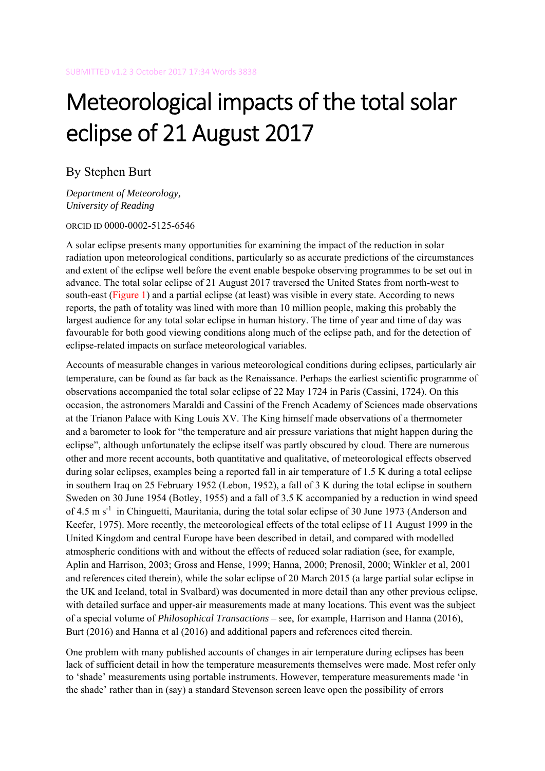SUBMITTED v1.2 3 October 2017 17:34 Words 3838

# Meteorological impacts of the total solar eclipse of 21 August 2017

By Stephen Burt

*Department of Meteorology,*
*University of Reading*

ORCID ID 0000-0002-5125-6546

A solar eclipse presents many opportunities for examining the impact of the reduction in solar radiation upon meteorological conditions, particularly so as accurate predictions of the circumstances and extent of the eclipse well before the event enable bespoke observing programmes to be set out in advance. The total solar eclipse of 21 August 2017 traversed the United States from north-west to south-east (Figure 1) and a partial eclipse (at least) was visible in every state. According to news reports, the path of totality was lined with more than 10 million people, making this probably the largest audience for any total solar eclipse in human history. The time of year and time of day was favourable for both good viewing conditions along much of the eclipse path, and for the detection of eclipse-related impacts on surface meteorological variables.

Accounts of measurable changes in various meteorological conditions during eclipses, particularly air temperature, can be found as far back as the Renaissance. Perhaps the earliest scientific programme of observations accompanied the total solar eclipse of 22 May 1724 in Paris (Cassini, 1724). On this occasion, the astronomers Maraldi and Cassini of the French Academy of Sciences made observations at the Trianon Palace with King Louis XV. The King himself made observations of a thermometer and a barometer to look for "the temperature and air pressure variations that might happen during the eclipse", although unfortunately the eclipse itself was partly obscured by cloud. There are numerous other and more recent accounts, both quantitative and qualitative, of meteorological effects observed during solar eclipses, examples being a reported fall in air temperature of 1.5 K during a total eclipse in southern Iraq on 25 February 1952 (Lebon, 1952), a fall of 3 K during the total eclipse in southern Sweden on 30 June 1954 (Botley, 1955) and a fall of 3.5 K accompanied by a reduction in wind speed of 4.5 m $s^{-1}$ in Chinguetti, Mauritania, during the total solar eclipse of 30 June 1973 (Anderson and Keefer, 1975). More recently, the meteorological effects of the total eclipse of 11 August 1999 in the United Kingdom and central Europe have been described in detail, and compared with modelled atmospheric conditions with and without the effects of reduced solar radiation (see, for example, Aplin and Harrison, 2003; Gross and Hense, 1999; Hanna, 2000; Prenosil, 2000; Winkler et al, 2001 and references cited therein), while the solar eclipse of 20 March 2015 (a large partial solar eclipse in the UK and Iceland, total in Svalbard) was documented in more detail than any other previous eclipse, with detailed surface and upper-air measurements made at many locations. This event was the subject of a special volume of *Philosophical Transactions* – see, for example, Harrison and Hanna (2016), Burt (2016) and Hanna et al (2016) and additional papers and references cited therein.

One problem with many published accounts of changes in air temperature during eclipses has been lack of sufficient detail in how the temperature measurements themselves were made. Most refer only to 'shade' measurements using portable instruments. However, temperature measurements made 'in the shade' rather than in (say) a standard Stevenson screen leave open the possibility of errors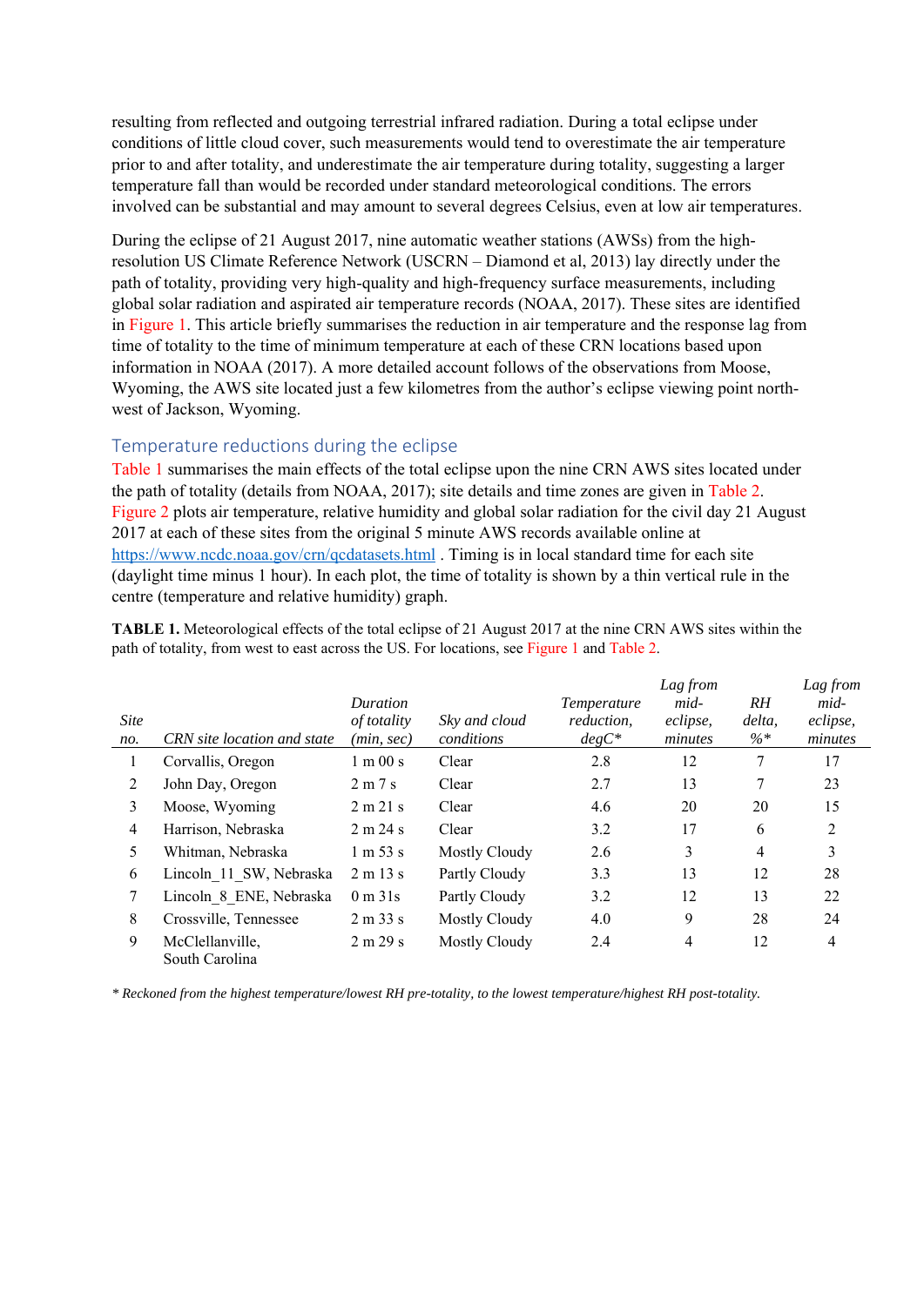resulting from reflected and outgoing terrestrial infrared radiation. During a total eclipse under conditions of little cloud cover, such measurements would tend to overestimate the air temperature prior to and after totality, and underestimate the air temperature during totality, suggesting a larger temperature fall than would be recorded under standard meteorological conditions. The errors involved can be substantial and may amount to several degrees Celsius, even at low air temperatures.

During the eclipse of 21 August 2017, nine automatic weather stations (AWSs) from the high-resolution US Climate Reference Network (USCRN – Diamond et al, 2013) lay directly under the path of totality, providing very high-quality and high-frequency surface measurements, including global solar radiation and aspirated air temperature records (NOAA, 2017). These sites are identified in Figure 1. This article briefly summarises the reduction in air temperature and the response lag from time of totality to the time of minimum temperature at each of these CRN locations based upon information in NOAA (2017). A more detailed account follows of the observations from Moose, Wyoming, the AWS site located just a few kilometres from the author's eclipse viewing point north-west of Jackson, Wyoming.

## Temperature reductions during the eclipse

Table 1 summarises the main effects of the total eclipse upon the nine CRN AWS sites located under the path of totality (details from NOAA, 2017); site details and time zones are given in Table 2. Figure 2 plots air temperature, relative humidity and global solar radiation for the civil day 21 August 2017 at each of these sites from the original 5 minute AWS records available online at https://www.ncdc.noaa.gov/crn/qcdatasets.html . Timing is in local standard time for each site (daylight time minus 1 hour). In each plot, the time of totality is shown by a thin vertical rule in the centre (temperature and relative humidity) graph.

**TABLE 1.** Meteorological effects of the total eclipse of 21 August 2017 at the nine CRN AWS sites within the path of totality, from west to east across the US. For locations, see Figure 1 and Table 2.

| *Site no.* | *CRN site location and state* | *Duration of totality (min, sec)* | *Sky and cloud conditions* | *Temperature reduction, degC** | *Lag from mid-eclipse, minutes* | *RH delta, %** | *Lag from mid-eclipse, minutes* |
|---|---|---|---|---|---|---|---|
| 1 | Corvallis, Oregon | 1 m 00 s | Clear | 2.8 | 12 | 7 | 17 |
| 2 | John Day, Oregon | 2 m 7 s | Clear | 2.7 | 13 | 7 | 23 |
| 3 | Moose, Wyoming | 2 m 21 s | Clear | 4.6 | 20 | 20 | 15 |
| 4 | Harrison, Nebraska | 2 m 24 s | Clear | 3.2 | 17 | 6 | 2 |
| 5 | Whitman, Nebraska | 1 m 53 s | Mostly Cloudy | 2.6 | 3 | 4 | 3 |
| 6 | Lincoln_11_SW, Nebraska | 2 m 13 s | Partly Cloudy | 3.3 | 13 | 12 | 28 |
| 7 | Lincoln_8_ENE, Nebraska | 0 m 31s | Partly Cloudy | 3.2 | 12 | 13 | 22 |
| 8 | Crossville, Tennessee | 2 m 33 s | Mostly Cloudy | 4.0 | 9 | 28 | 24 |
| 9 | McClellanville, South Carolina | 2 m 29 s | Mostly Cloudy | 2.4 | 4 | 12 | 4 |

*\* Reckoned from the highest temperature/lowest RH pre-totality, to the lowest temperature/highest RH post-totality.*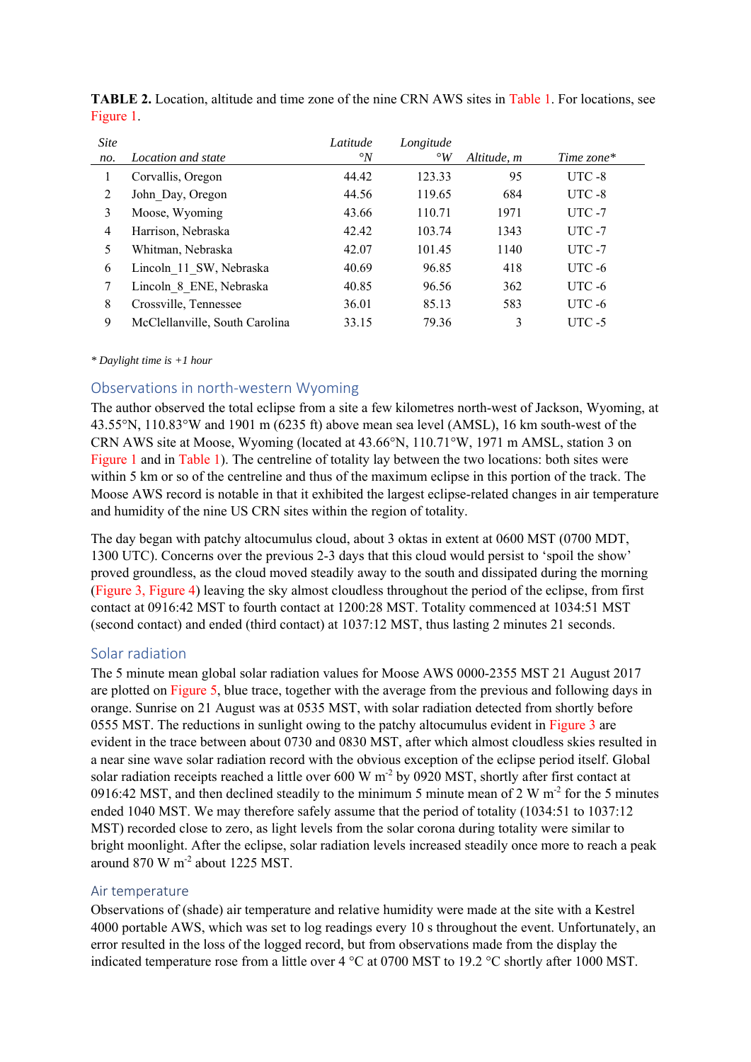**TABLE 2.** Location, altitude and time zone of the nine CRN AWS sites in Table 1. For locations, see Figure 1.

| *Site no.* | *Location and state* | *Latitude °N* | *Longitude °W* | *Altitude, m* | *Time zone** |
|---|---|---|---|---|---|
| 1 | Corvallis, Oregon | 44.42 | 123.33 | 95 | UTC -8 |
| 2 | John_Day, Oregon | 44.56 | 119.65 | 684 | UTC -8 |
| 3 | Moose, Wyoming | 43.66 | 110.71 | 1971 | UTC -7 |
| 4 | Harrison, Nebraska | 42.42 | 103.74 | 1343 | UTC -7 |
| 5 | Whitman, Nebraska | 42.07 | 101.45 | 1140 | UTC -7 |
| 6 | Lincoln_11_SW, Nebraska | 40.69 | 96.85 | 418 | UTC -6 |
| 7 | Lincoln_8_ENE, Nebraska | 40.85 | 96.56 | 362 | UTC -6 |
| 8 | Crossville, Tennessee | 36.01 | 85.13 | 583 | UTC -6 |
| 9 | McClellanville, South Carolina | 33.15 | 79.36 | 3 | UTC -5 |

*\* Daylight time is +1 hour*

## Observations in north-western Wyoming

The author observed the total eclipse from a site a few kilometres north-west of Jackson, Wyoming, at 43.55°N, 110.83°W and 1901 m (6235 ft) above mean sea level (AMSL), 16 km south-west of the CRN AWS site at Moose, Wyoming (located at 43.66°N, 110.71°W, 1971 m AMSL, station 3 on Figure 1 and in Table 1). The centreline of totality lay between the two locations: both sites were within 5 km or so of the centreline and thus of the maximum eclipse in this portion of the track. The Moose AWS record is notable in that it exhibited the largest eclipse-related changes in air temperature and humidity of the nine US CRN sites within the region of totality.

The day began with patchy altocumulus cloud, about 3 oktas in extent at 0600 MST (0700 MDT, 1300 UTC). Concerns over the previous 2-3 days that this cloud would persist to 'spoil the show' proved groundless, as the cloud moved steadily away to the south and dissipated during the morning (Figure 3, Figure 4) leaving the sky almost cloudless throughout the period of the eclipse, from first contact at 0916:42 MST to fourth contact at 1200:28 MST. Totality commenced at 1034:51 MST (second contact) and ended (third contact) at 1037:12 MST, thus lasting 2 minutes 21 seconds.

### Solar radiation

The 5 minute mean global solar radiation values for Moose AWS 0000-2355 MST 21 August 2017 are plotted on Figure 5, blue trace, together with the average from the previous and following days in orange. Sunrise on 21 August was at 0535 MST, with solar radiation detected from shortly before 0555 MST. The reductions in sunlight owing to the patchy altocumulus evident in Figure 3 are evident in the trace between about 0730 and 0830 MST, after which almost cloudless skies resulted in a near sine wave solar radiation record with the obvious exception of the eclipse period itself. Global solar radiation receipts reached a little over 600 W m$^{-2}$ by 0920 MST, shortly after first contact at 0916:42 MST, and then declined steadily to the minimum 5 minute mean of 2 W m$^{-2}$ for the 5 minutes ended 1040 MST. We may therefore safely assume that the period of totality (1034:51 to 1037:12 MST) recorded close to zero, as light levels from the solar corona during totality were similar to bright moonlight. After the eclipse, solar radiation levels increased steadily once more to reach a peak around 870 W m$^{-2}$ about 1225 MST.

### Air temperature

Observations of (shade) air temperature and relative humidity were made at the site with a Kestrel 4000 portable AWS, which was set to log readings every 10 s throughout the event. Unfortunately, an error resulted in the loss of the logged record, but from observations made from the display the indicated temperature rose from a little over 4 °C at 0700 MST to 19.2 °C shortly after 1000 MST.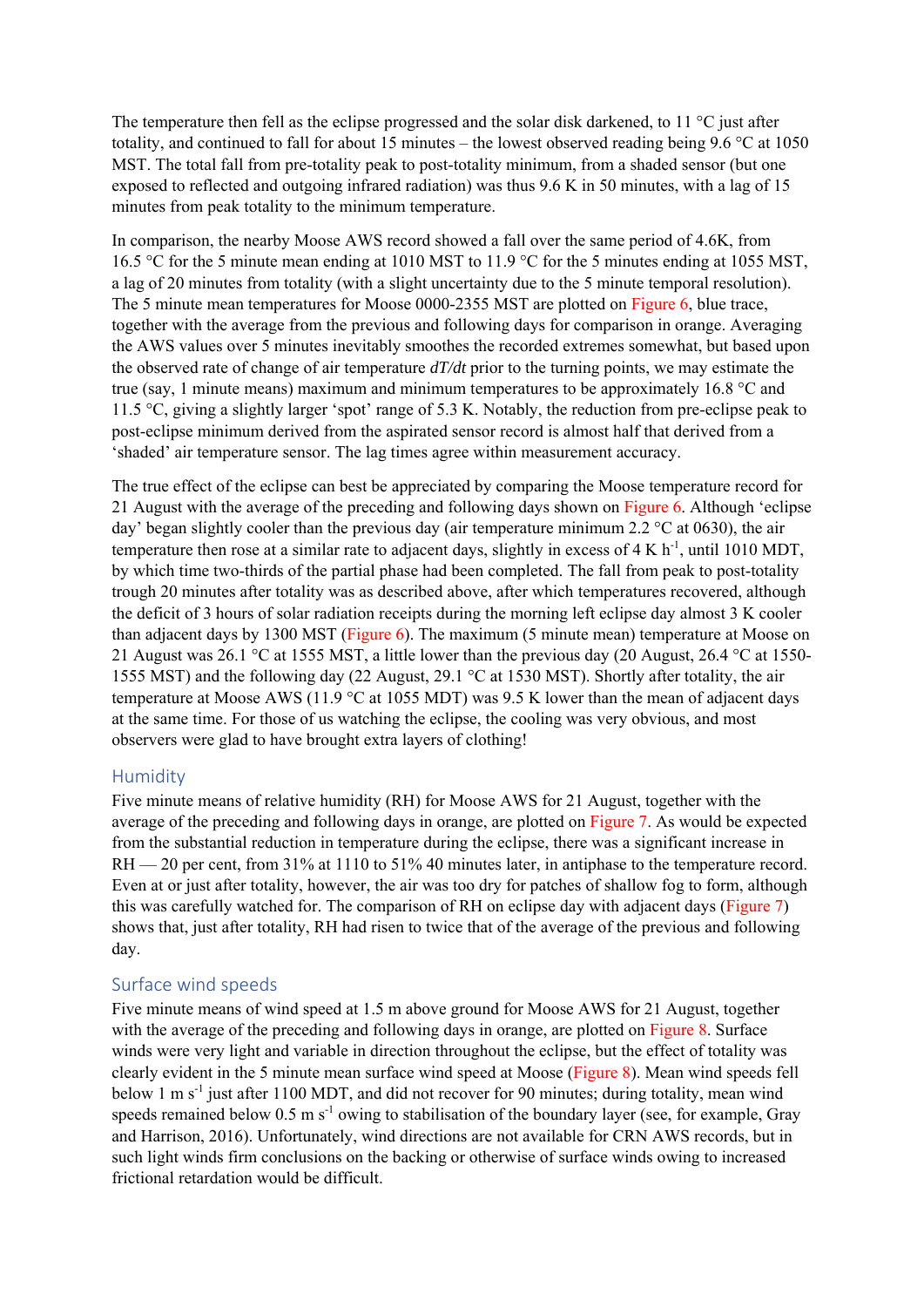The temperature then fell as the eclipse progressed and the solar disk darkened, to 11 °C just after totality, and continued to fall for about 15 minutes – the lowest observed reading being 9.6 °C at 1050 MST. The total fall from pre-totality peak to post-totality minimum, from a shaded sensor (but one exposed to reflected and outgoing infrared radiation) was thus 9.6 K in 50 minutes, with a lag of 15 minutes from peak totality to the minimum temperature.

In comparison, the nearby Moose AWS record showed a fall over the same period of 4.6K, from 16.5 °C for the 5 minute mean ending at 1010 MST to 11.9 °C for the 5 minutes ending at 1055 MST, a lag of 20 minutes from totality (with a slight uncertainty due to the 5 minute temporal resolution). The 5 minute mean temperatures for Moose 0000-2355 MST are plotted on Figure 6, blue trace, together with the average from the previous and following days for comparison in orange. Averaging the AWS values over 5 minutes inevitably smoothes the recorded extremes somewhat, but based upon the observed rate of change of air temperature *dT/dt* prior to the turning points, we may estimate the true (say, 1 minute means) maximum and minimum temperatures to be approximately 16.8 °C and 11.5 °C, giving a slightly larger 'spot' range of 5.3 K. Notably, the reduction from pre-eclipse peak to post-eclipse minimum derived from the aspirated sensor record is almost half that derived from a 'shaded' air temperature sensor. The lag times agree within measurement accuracy.

The true effect of the eclipse can best be appreciated by comparing the Moose temperature record for 21 August with the average of the preceding and following days shown on Figure 6. Although 'eclipse day' began slightly cooler than the previous day (air temperature minimum 2.2 °C at 0630), the air temperature then rose at a similar rate to adjacent days, slightly in excess of 4 K h$^{-1}$, until 1010 MDT, by which time two-thirds of the partial phase had been completed. The fall from peak to post-totality trough 20 minutes after totality was as described above, after which temperatures recovered, although the deficit of 3 hours of solar radiation receipts during the morning left eclipse day almost 3 K cooler than adjacent days by 1300 MST (Figure 6). The maximum (5 minute mean) temperature at Moose on 21 August was 26.1 °C at 1555 MST, a little lower than the previous day (20 August, 26.4 °C at 1550-1555 MST) and the following day (22 August, 29.1 °C at 1530 MST). Shortly after totality, the air temperature at Moose AWS (11.9 °C at 1055 MDT) was 9.5 K lower than the mean of adjacent days at the same time. For those of us watching the eclipse, the cooling was very obvious, and most observers were glad to have brought extra layers of clothing!

## Humidity

Five minute means of relative humidity (RH) for Moose AWS for 21 August, together with the average of the preceding and following days in orange, are plotted on Figure 7. As would be expected from the substantial reduction in temperature during the eclipse, there was a significant increase in RH — 20 per cent, from 31% at 1110 to 51% 40 minutes later, in antiphase to the temperature record. Even at or just after totality, however, the air was too dry for patches of shallow fog to form, although this was carefully watched for. The comparison of RH on eclipse day with adjacent days (Figure 7) shows that, just after totality, RH had risen to twice that of the average of the previous and following day.

## Surface wind speeds

Five minute means of wind speed at 1.5 m above ground for Moose AWS for 21 August, together with the average of the preceding and following days in orange, are plotted on Figure 8. Surface winds were very light and variable in direction throughout the eclipse, but the effect of totality was clearly evident in the 5 minute mean surface wind speed at Moose (Figure 8). Mean wind speeds fell below 1 m s$^{-1}$ just after 1100 MDT, and did not recover for 90 minutes; during totality, mean wind speeds remained below 0.5 m s$^{-1}$ owing to stabilisation of the boundary layer (see, for example, Gray and Harrison, 2016). Unfortunately, wind directions are not available for CRN AWS records, but in such light winds firm conclusions on the backing or otherwise of surface winds owing to increased frictional retardation would be difficult.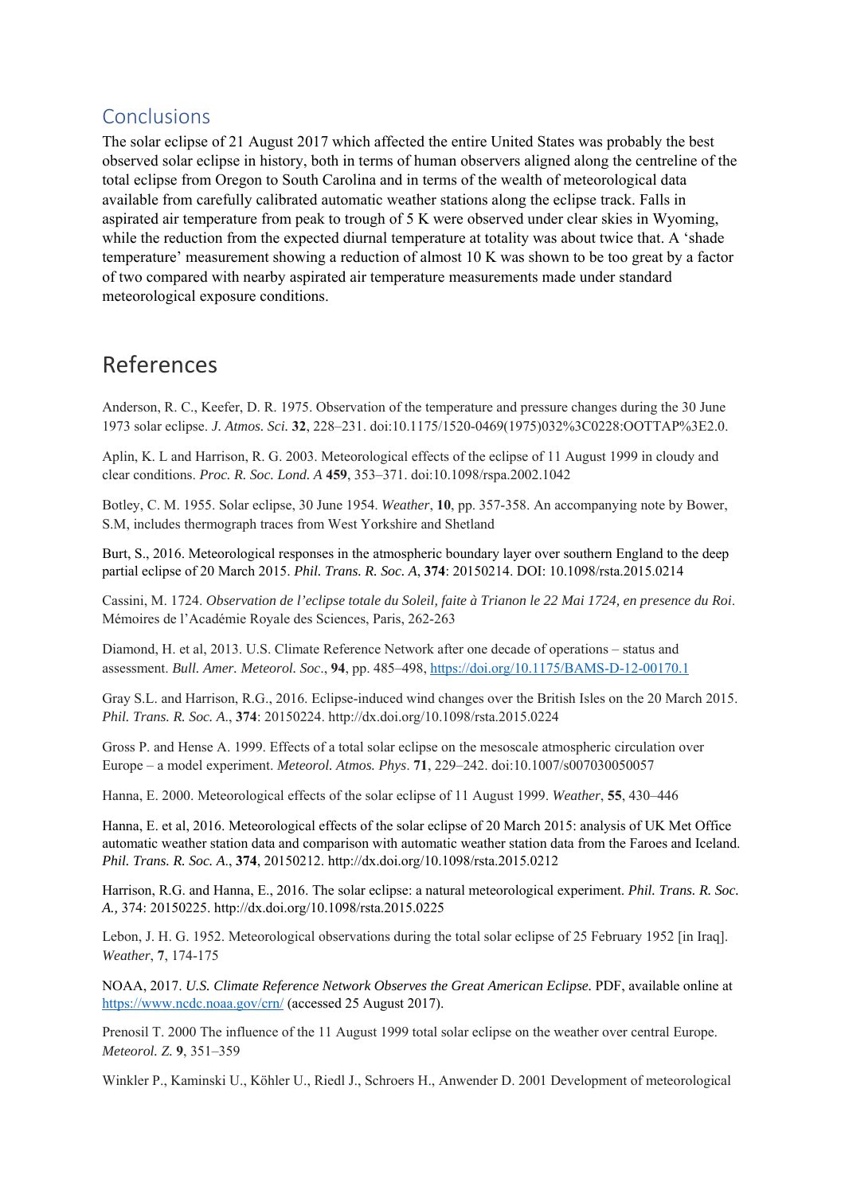## Conclusions

The solar eclipse of 21 August 2017 which affected the entire United States was probably the best observed solar eclipse in history, both in terms of human observers aligned along the centreline of the total eclipse from Oregon to South Carolina and in terms of the wealth of meteorological data available from carefully calibrated automatic weather stations along the eclipse track. Falls in aspirated air temperature from peak to trough of 5 K were observed under clear skies in Wyoming, while the reduction from the expected diurnal temperature at totality was about twice that. A 'shade temperature' measurement showing a reduction of almost 10 K was shown to be too great by a factor of two compared with nearby aspirated air temperature measurements made under standard meteorological exposure conditions.

## References

Anderson, R. C., Keefer, D. R. 1975. Observation of the temperature and pressure changes during the 30 June 1973 solar eclipse. *J. Atmos. Sci.* **32**, 228–231. doi:10.1175/1520-0469(1975)032%3C0228:OOTTAP%3E2.0.

Aplin, K. L and Harrison, R. G. 2003. Meteorological effects of the eclipse of 11 August 1999 in cloudy and clear conditions. *Proc. R. Soc. Lond. A* **459**, 353–371. doi:10.1098/rspa.2002.1042

Botley, C. M. 1955. Solar eclipse, 30 June 1954. *Weather*, **10**, pp. 357-358. An accompanying note by Bower, S.M, includes thermograph traces from West Yorkshire and Shetland

Burt, S., 2016. Meteorological responses in the atmospheric boundary layer over southern England to the deep partial eclipse of 20 March 2015. *Phil. Trans. R. Soc. A*, **374**: 20150214. DOI: 10.1098/rsta.2015.0214

Cassini, M. 1724. *Observation de l'eclipse totale du Soleil, faite à Trianon le 22 Mai 1724, en presence du Roi*. Mémoires de l'Académie Royale des Sciences, Paris, 262-263

Diamond, H. et al, 2013. U.S. Climate Reference Network after one decade of operations – status and assessment. *Bull. Amer. Meteorol. Soc*., **94**, pp. 485–498, https://doi.org/10.1175/BAMS-D-12-00170.1

Gray S.L. and Harrison, R.G., 2016. Eclipse-induced wind changes over the British Isles on the 20 March 2015. *Phil. Trans. R. Soc. A.*, **374**: 20150224. http://dx.doi.org/10.1098/rsta.2015.0224

Gross P. and Hense A. 1999. Effects of a total solar eclipse on the mesoscale atmospheric circulation over Europe – a model experiment. *Meteorol. Atmos. Phys*. **71**, 229–242. doi:10.1007/s007030050057

Hanna, E. 2000. Meteorological effects of the solar eclipse of 11 August 1999. *Weather*, **55**, 430–446

Hanna, E. et al, 2016. Meteorological effects of the solar eclipse of 20 March 2015: analysis of UK Met Office automatic weather station data and comparison with automatic weather station data from the Faroes and Iceland. *Phil. Trans. R. Soc. A.*, **374**, 20150212. http://dx.doi.org/10.1098/rsta.2015.0212

Harrison, R.G. and Hanna, E., 2016. The solar eclipse: a natural meteorological experiment. *Phil. Trans. R. Soc. A.,* 374: 20150225. http://dx.doi.org/10.1098/rsta.2015.0225

Lebon, J. H. G. 1952. Meteorological observations during the total solar eclipse of 25 February 1952 [in Iraq]. *Weather*, **7**, 174-175

NOAA, 2017. *U.S. Climate Reference Network Observes the Great American Eclipse.* PDF, available online at https://www.ncdc.noaa.gov/crn/ (accessed 25 August 2017).

Prenosil T. 2000 The influence of the 11 August 1999 total solar eclipse on the weather over central Europe. *Meteorol. Z.* **9**, 351–359

Winkler P., Kaminski U., Köhler U., Riedl J., Schroers H., Anwender D. 2001 Development of meteorological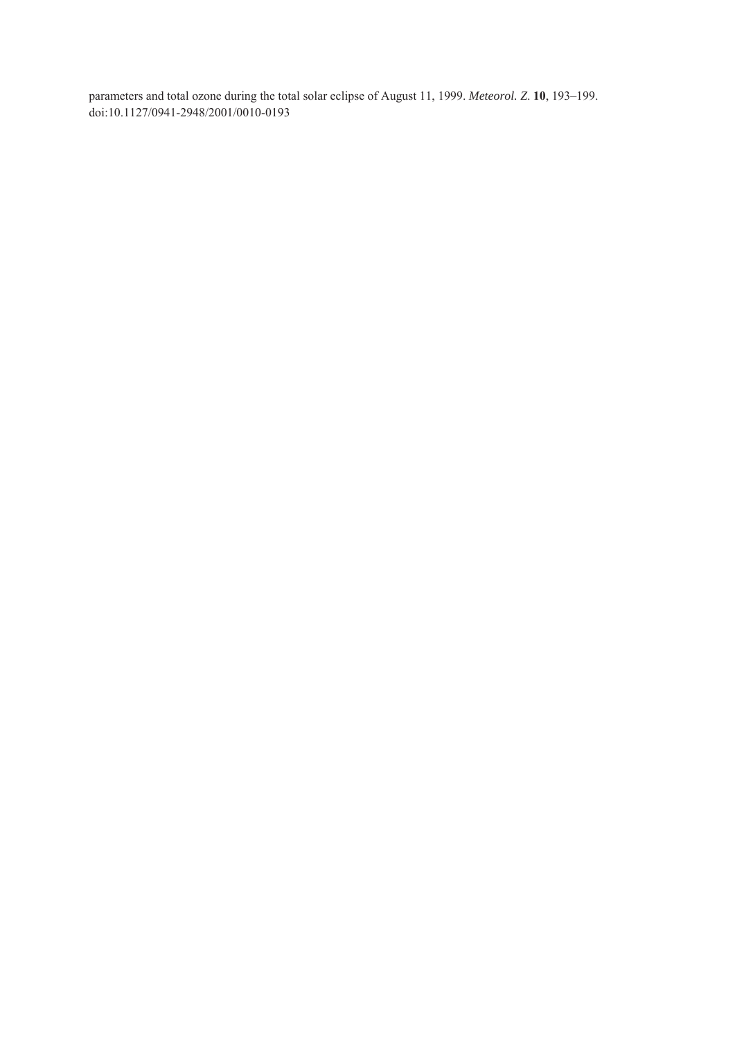parameters and total ozone during the total solar eclipse of August 11, 1999. *Meteorol. Z.* **10**, 193–199. doi:10.1127/0941-2948/2001/0010-0193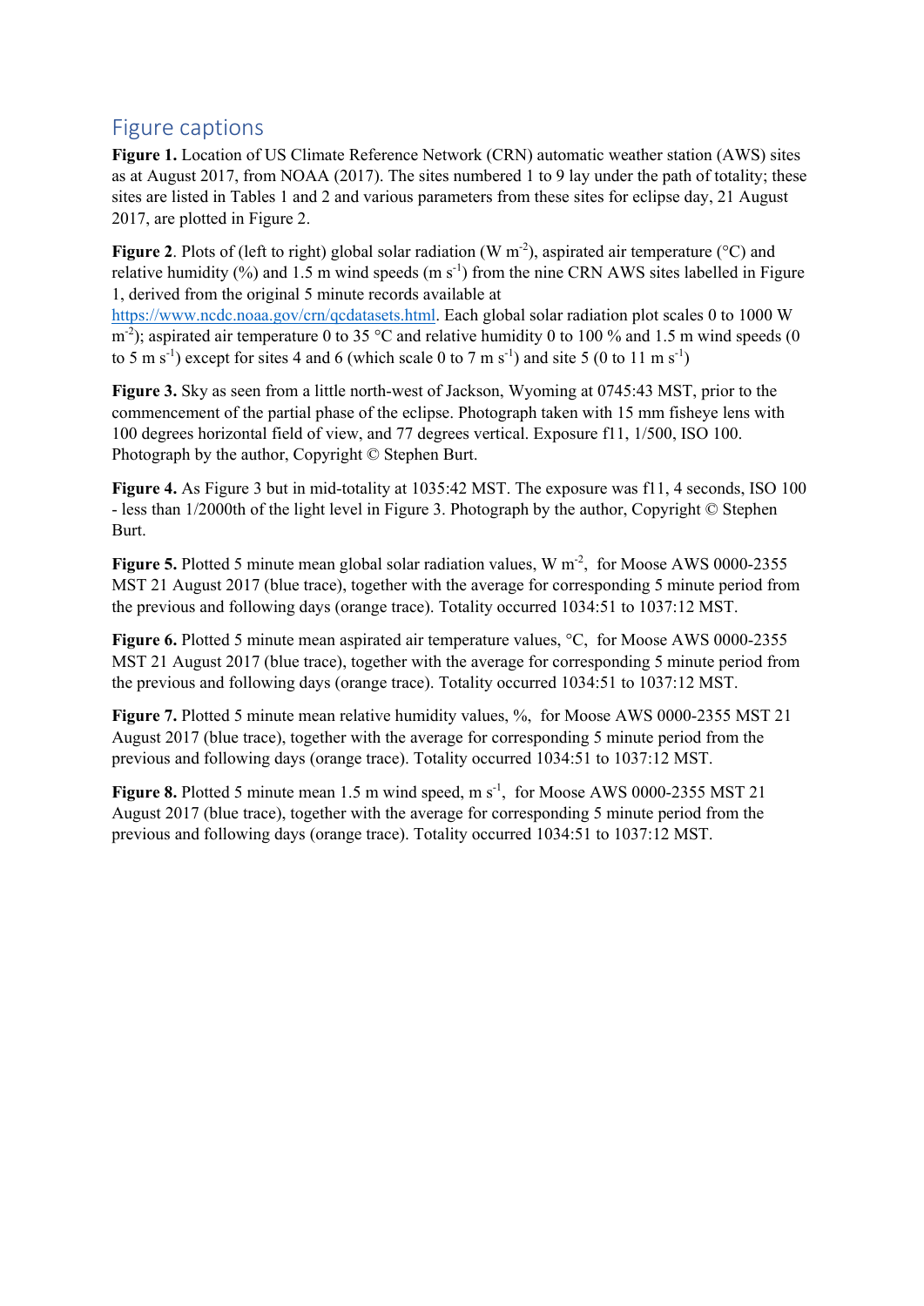## Figure captions

**Figure 1.** Location of US Climate Reference Network (CRN) automatic weather station (AWS) sites as at August 2017, from NOAA (2017). The sites numbered 1 to 9 lay under the path of totality; these sites are listed in Tables 1 and 2 and various parameters from these sites for eclipse day, 21 August 2017, are plotted in Figure 2.

**Figure 2**. Plots of (left to right) global solar radiation (W $m^{-2}$), aspirated air temperature (°C) and relative humidity (%) and 1.5 m wind speeds (m $s^{-1}$) from the nine CRN AWS sites labelled in Figure 1, derived from the original 5 minute records available at https://www.ncdc.noaa.gov/crn/qcdatasets.html. Each global solar radiation plot scales 0 to 1000 W $m^{-2}$); aspirated air temperature 0 to 35 °C and relative humidity 0 to 100 % and 1.5 m wind speeds (0 to 5 m $s^{-1}$) except for sites 4 and 6 (which scale 0 to 7 m $s^{-1}$) and site 5 (0 to 11 m $s^{-1}$)

**Figure 3.** Sky as seen from a little north-west of Jackson, Wyoming at 0745:43 MST, prior to the commencement of the partial phase of the eclipse. Photograph taken with 15 mm fisheye lens with 100 degrees horizontal field of view, and 77 degrees vertical. Exposure f11, 1/500, ISO 100. Photograph by the author, Copyright © Stephen Burt.

**Figure 4.** As Figure 3 but in mid-totality at 1035:42 MST. The exposure was f11, 4 seconds, ISO 100 - less than 1/2000th of the light level in Figure 3. Photograph by the author, Copyright © Stephen Burt.

**Figure 5.** Plotted 5 minute mean global solar radiation values, W $m^{-2}$, for Moose AWS 0000-2355 MST 21 August 2017 (blue trace), together with the average for corresponding 5 minute period from the previous and following days (orange trace). Totality occurred 1034:51 to 1037:12 MST.

**Figure 6.** Plotted 5 minute mean aspirated air temperature values, °C, for Moose AWS 0000-2355 MST 21 August 2017 (blue trace), together with the average for corresponding 5 minute period from the previous and following days (orange trace). Totality occurred 1034:51 to 1037:12 MST.

**Figure 7.** Plotted 5 minute mean relative humidity values, %, for Moose AWS 0000-2355 MST 21 August 2017 (blue trace), together with the average for corresponding 5 minute period from the previous and following days (orange trace). Totality occurred 1034:51 to 1037:12 MST.

**Figure 8.** Plotted 5 minute mean 1.5 m wind speed, m $s^{-1}$, for Moose AWS 0000-2355 MST 21 August 2017 (blue trace), together with the average for corresponding 5 minute period from the previous and following days (orange trace). Totality occurred 1034:51 to 1037:12 MST.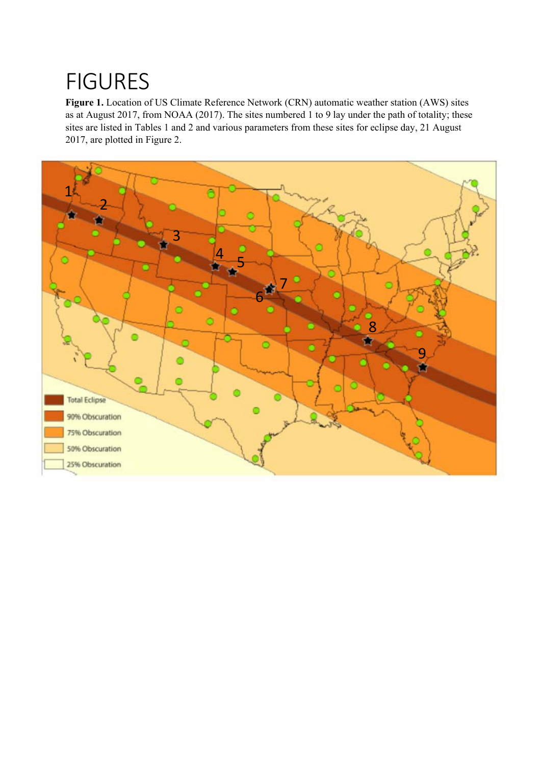# FIGURES

**Figure 1.** Location of US Climate Reference Network (CRN) automatic weather station (AWS) sites as at August 2017, from NOAA (2017). The sites numbered 1 to 9 lay under the path of totality; these sites are listed in Tables 1 and 2 and various parameters from these sites for eclipse day, 21 August 2017, are plotted in Figure 2.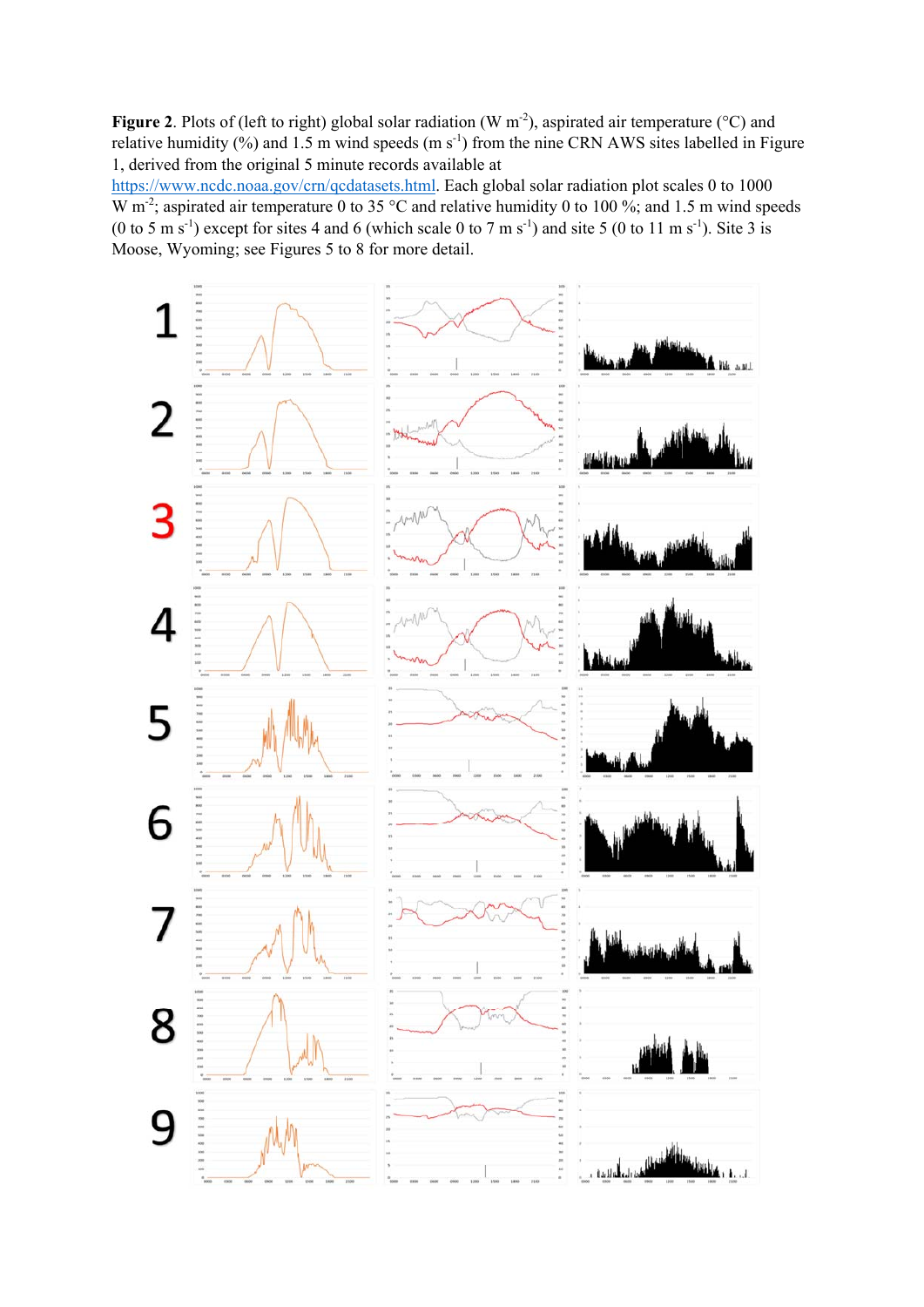**Figure 2**. Plots of (left to right) global solar radiation (W $m^{-2}$), aspirated air temperature (°C) and relative humidity (%) and 1.5 m wind speeds (m $s^{-1}$) from the nine CRN AWS sites labelled in Figure 1, derived from the original 5 minute records available at https://www.ncdc.noaa.gov/crn/qcdatasets.html. Each global solar radiation plot scales 0 to 1000 W $m^{-2}$; aspirated air temperature 0 to 35 °C and relative humidity 0 to 100 %; and 1.5 m wind speeds (0 to 5 m $s^{-1}$) except for sites 4 and 6 (which scale 0 to 7 m $s^{-1}$) and site 5 (0 to 11 m $s^{-1}$). Site 3 is Moose, Wyoming; see Figures 5 to 8 for more detail.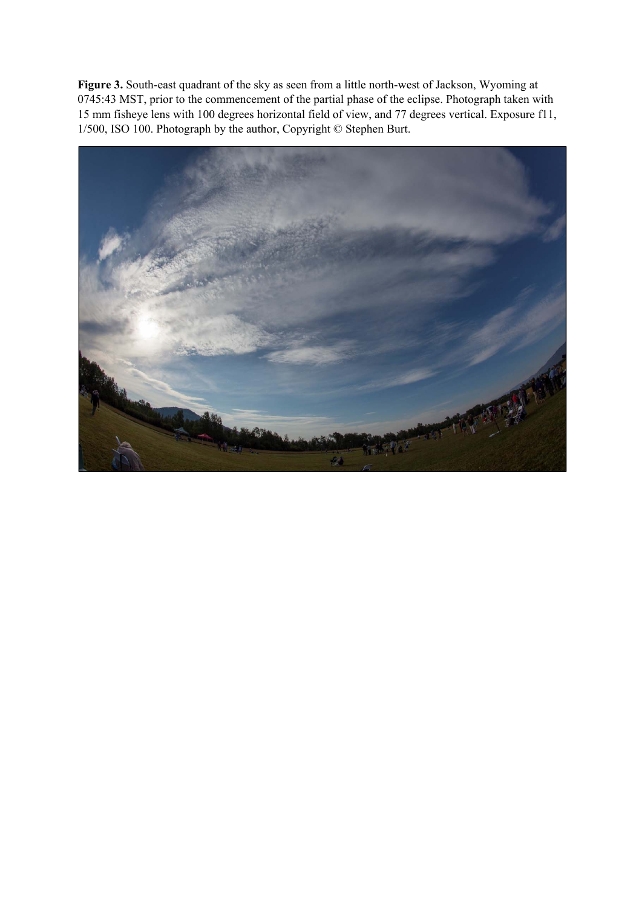**Figure 3.** South-east quadrant of the sky as seen from a little north-west of Jackson, Wyoming at 0745:43 MST, prior to the commencement of the partial phase of the eclipse. Photograph taken with 15 mm fisheye lens with 100 degrees horizontal field of view, and 77 degrees vertical. Exposure f11, 1/500, ISO 100. Photograph by the author, Copyright © Stephen Burt.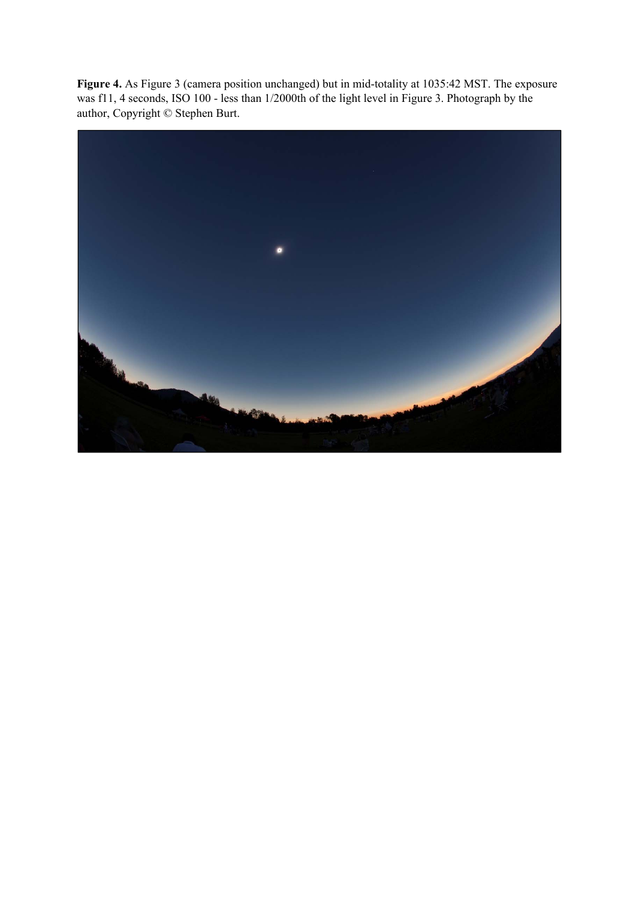**Figure 4.** As Figure 3 (camera position unchanged) but in mid-totality at 1035:42 MST. The exposure was f11, 4 seconds, ISO 100 - less than 1/2000th of the light level in Figure 3. Photograph by the author, Copyright © Stephen Burt.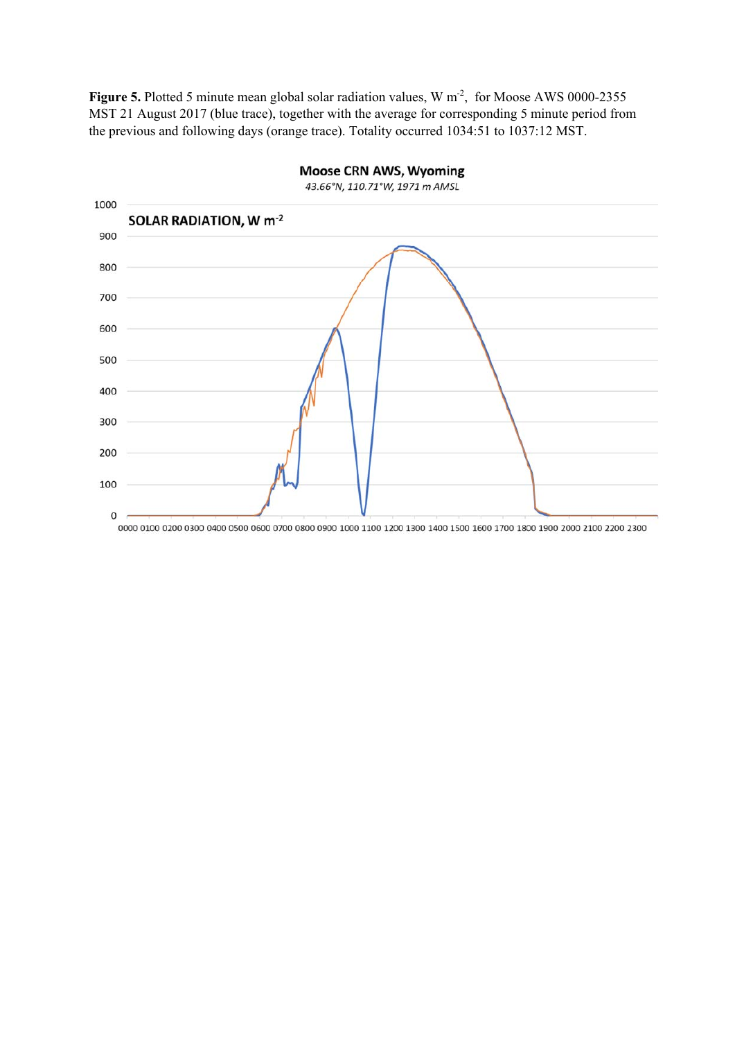**Figure 5.** Plotted 5 minute mean global solar radiation values, W $m^{-2}$, for Moose AWS 0000-2355 MST 21 August 2017 (blue trace), together with the average for corresponding 5 minute period from the previous and following days (orange trace). Totality occurred 1034:51 to 1037:12 MST.

Moose CRN AWS, Wyoming

*43.66°N, 110.71°W, 1971 m AMSL*

SOLAR RADIATION, W $m^{-2}$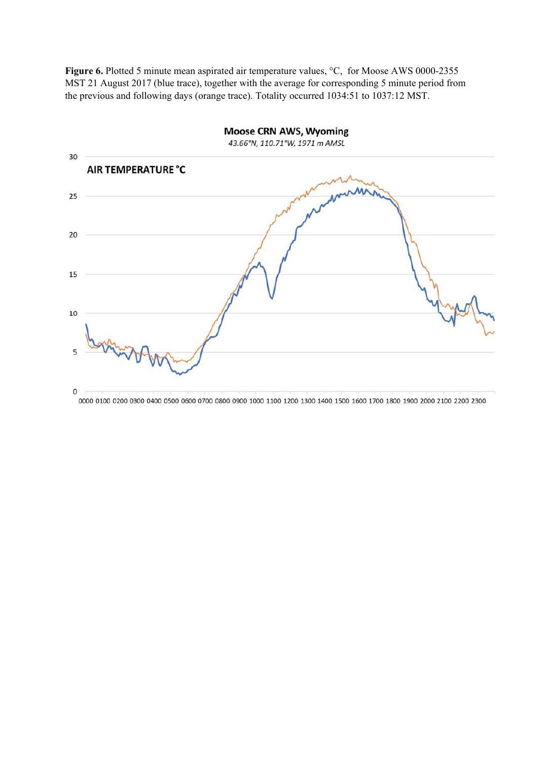**Figure 6.** Plotted 5 minute mean aspirated air temperature values, °C, for Moose AWS 0000-2355 MST 21 August 2017 (blue trace), together with the average for corresponding 5 minute period from the previous and following days (orange trace). Totality occurred 1034:51 to 1037:12 MST.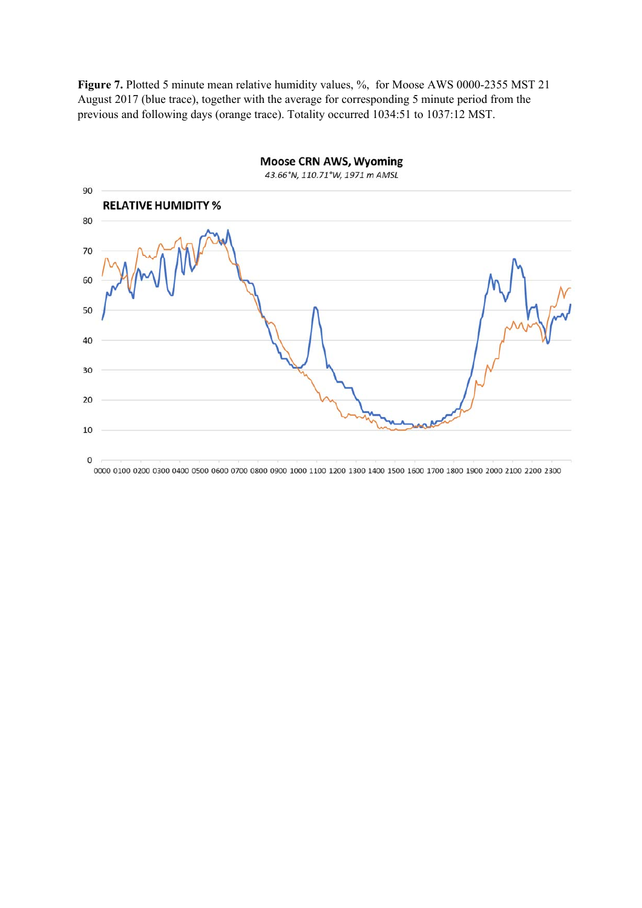**Figure 7.** Plotted 5 minute mean relative humidity values, %, for Moose AWS 0000-2355 MST 21 August 2017 (blue trace), together with the average for corresponding 5 minute period from the previous and following days (orange trace). Totality occurred 1034:51 to 1037:12 MST.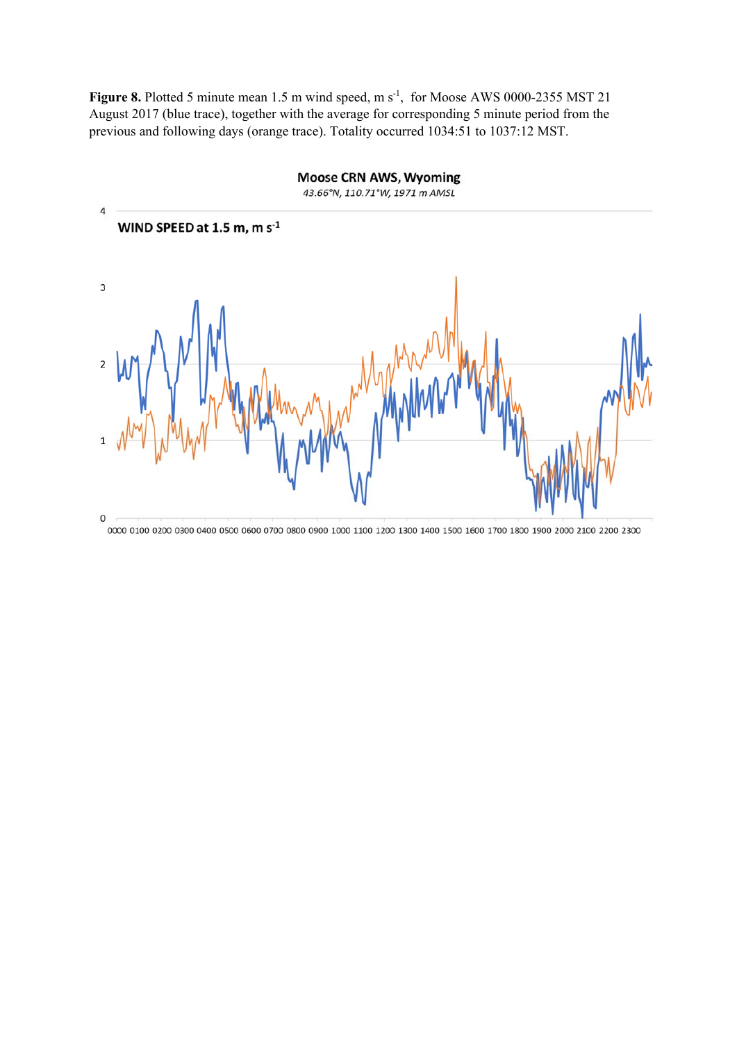**Figure 8.** Plotted 5 minute mean 1.5 m wind speed, m $s^{-1}$, for Moose AWS 0000-2355 MST 21 August 2017 (blue trace), together with the average for corresponding 5 minute period from the previous and following days (orange trace). Totality occurred 1034:51 to 1037:12 MST.

Moose CRN AWS, Wyoming

43.66°N, 110.71°W, 1971 m AMSL

WIND SPEED at 1.5 m, m $s^{-1}$

4

3

2

1

0

0000 0100 0200 0300 0400 0500 0600 0700 0800 0900 1000 1100 1200 1300 1400 1500 1600 1700 1800 1900 2000 2100 2200 2300